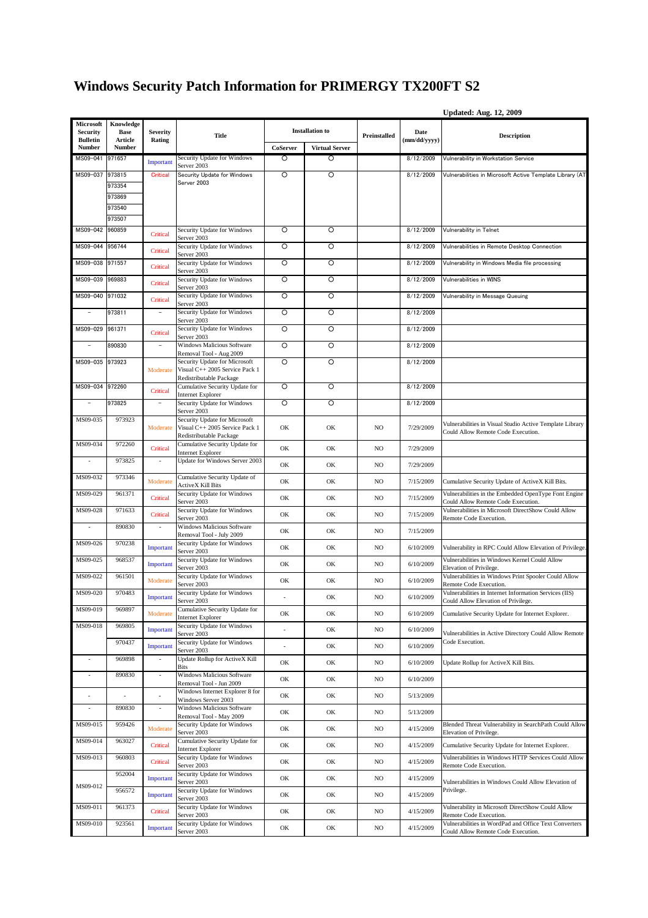# Windows Security Patch Information for PRIMERGY TX200FT S2

**Updated: Aug. 12, 2009**

| Microsoft Security Bulletin Number | Knowledge Base Article Number | Severity Rating | Title | Installation to | | Preinstalled | Date (mm/dd/yyyy) | Description |
|---|---|---|---|---|---|---|---|---|
| | | | | CoServer | Virtual Server | | | |
| MS09-041 | 971657 | Important | Security Update for Windows Server 2003 | ○ | ○ | | 8/12/2009 | Vulnerability in Workstation Service |
| MS09-037 | 973815 | Critical | Security Update for Windows Server 2003 | ○ | ○ | | 8/12/2009 | Vulnerabilities in Microsoft Active Template Library (AT |
| | 973354 | | | | | | | |
| | 973869 | | | | | | | |
| | 973540 | | | | | | | |
| | 973507 | | | | | | | |
| MS09-042 | 960859 | Critical | Security Update for Windows Server 2003 | ○ | ○ | | 8/12/2009 | Vulnerability in Telnet |
| MS09-044 | 956744 | Critical | Security Update for Windows Server 2003 | ○ | ○ | | 8/12/2009 | Vulnerabilities in Remote Desktop Connection |
| MS09-038 | 971557 | Critical | Security Update for Windows Server 2003 | ○ | ○ | | 8/12/2009 | Vulnerability in Windows Media file processing |
| MS09-039 | 969883 | Critical | Security Update for Windows Server 2003 | ○ | ○ | | 8/12/2009 | Vulnerabilities in WINS |
| MS09-040 | 971032 | Critical | Security Update for Windows Server 2003 | ○ | ○ | | 8/12/2009 | Vulnerability in Message Queuing |
| – | 973811 | – | Security Update for Windows Server 2003 | ○ | ○ | | 8/12/2009 | |
| MS09-029 | 961371 | Critical | Security Update for Windows Server 2003 | ○ | ○ | | 8/12/2009 | |
| – | 890830 | – | Windows Malicious Software Removal Tool - Aug 2009 | ○ | ○ | | 8/12/2009 | |
| MS09-035 | 973923 | Moderate | Security Update for Microsoft Visual C++ 2005 Service Pack 1 Redistributable Package | ○ | ○ | | 8/12/2009 | |
| MS09-034 | 972260 | Critical | Cumulative Security Update for Internet Explorer | ○ | ○ | | 8/12/2009 | |
| – | 973825 | – | Security Update for Windows Server 2003 | ○ | ○ | | 8/12/2009 | |
| MS09-035 | 973923 | Moderate | Security Update for Microsoft Visual C++ 2005 Service Pack 1 Redistributable Package | OK | OK | NO | 7/29/2009 | Vulnerabilities in Visual Studio Active Template Library Could Allow Remote Code Execution. |
| MS09-034 | 972260 | Critical | Cumulative Security Update for Internet Explorer | OK | OK | NO | 7/29/2009 | |
| - | 973825 | - | Update for Windows Server 2003 | OK | OK | NO | 7/29/2009 | |
| MS09-032 | 973346 | Moderate | Cumulative Security Update of ActiveX Kill Bits | OK | OK | NO | 7/15/2009 | Cumulative Security Update of ActiveX Kill Bits. |
| MS09-029 | 961371 | Critical | Security Update for Windows Server 2003 | OK | OK | NO | 7/15/2009 | Vulnerabilities in the Embedded OpenType Font Engine Could Allow Remote Code Execution. |
| MS09-028 | 971633 | Critical | Security Update for Windows Server 2003 | OK | OK | NO | 7/15/2009 | Vulnerabilities in Microsoft DirectShow Could Allow Remote Code Execution. |
| - | 890830 | - | Windows Malicious Software Removal Tool - July 2009 | OK | OK | NO | 7/15/2009 | |
| MS09-026 | 970238 | Important | Security Update for Windows Server 2003 | OK | OK | NO | 6/10/2009 | Vulnerability in RPC Could Allow Elevation of Privilege. |
| MS09-025 | 968537 | Important | Security Update for Windows Server 2003 | OK | OK | NO | 6/10/2009 | Vulnerabilities in Windows Kernel Could Allow Elevation of Privilege. |
| MS09-022 | 961501 | Moderate | Security Update for Windows Server 2003 | OK | OK | NO | 6/10/2009 | Vulnerabilities in Windows Print Spooler Could Allow Remote Code Execution. |
| MS09-020 | 970483 | Important | Security Update for Windows Server 2003 | - | OK | NO | 6/10/2009 | Vulnerabilities in Internet Information Services (IIS) Could Allow Elevation of Privilege. |
| MS09-019 | 969897 | Moderate | Cumulative Security Update for Internet Explorer | OK | OK | NO | 6/10/2009 | Cumulative Security Update for Internet Explorer. |
| MS09-018 | 969805 | Important | Security Update for Windows Server 2003 | - | OK | NO | 6/10/2009 | Vulnerabilities in Active Directory Could Allow Remote Code Execution. |
| | 970437 | Important | Security Update for Windows Server 2003 | - | OK | NO | 6/10/2009 | |
| - | 969898 | - | Update Rollup for ActiveX Kill Bits | OK | OK | NO | 6/10/2009 | Update Rollup for ActiveX Kill Bits. |
| - | 890830 | - | Windows Malicious Software Removal Tool - Jun 2009 | OK | OK | NO | 6/10/2009 | |
| - | - | - | Windows Internet Explorer 8 for Windows Server 2003 | OK | OK | NO | 5/13/2009 | |
| - | 890830 | - | Windows Malicious Software Removal Tool - May 2009 | OK | OK | NO | 5/13/2009 | |
| MS09-015 | 959426 | Moderate | Security Update for Windows Server 2003 | OK | OK | NO | 4/15/2009 | Blended Threat Vulnerability in SearchPath Could Allow Elevation of Privilege. |
| MS09-014 | 963027 | Critical | Cumulative Security Update for Internet Explorer | OK | OK | NO | 4/15/2009 | Cumulative Security Update for Internet Explorer. |
| MS09-013 | 960803 | Critical | Security Update for Windows Server 2003 | OK | OK | NO | 4/15/2009 | Vulnerabilities in Windows HTTP Services Could Allow Remote Code Execution. |
| MS09-012 | 952004 | Important | Security Update for Windows Server 2003 | OK | OK | NO | 4/15/2009 | Vulnerabilities in Windows Could Allow Elevation of Privilege. |
| | 956572 | Important | Security Update for Windows Server 2003 | OK | OK | NO | 4/15/2009 | |
| MS09-011 | 961373 | Critical | Security Update for Windows Server 2003 | OK | OK | NO | 4/15/2009 | Vulnerability in Microsoft DirectShow Could Allow Remote Code Execution. |
| MS09-010 | 923561 | Important | Security Update for Windows Server 2003 | OK | OK | NO | 4/15/2009 | Vulnerabilities in WordPad and Office Text Converters Could Allow Remote Code Execution. |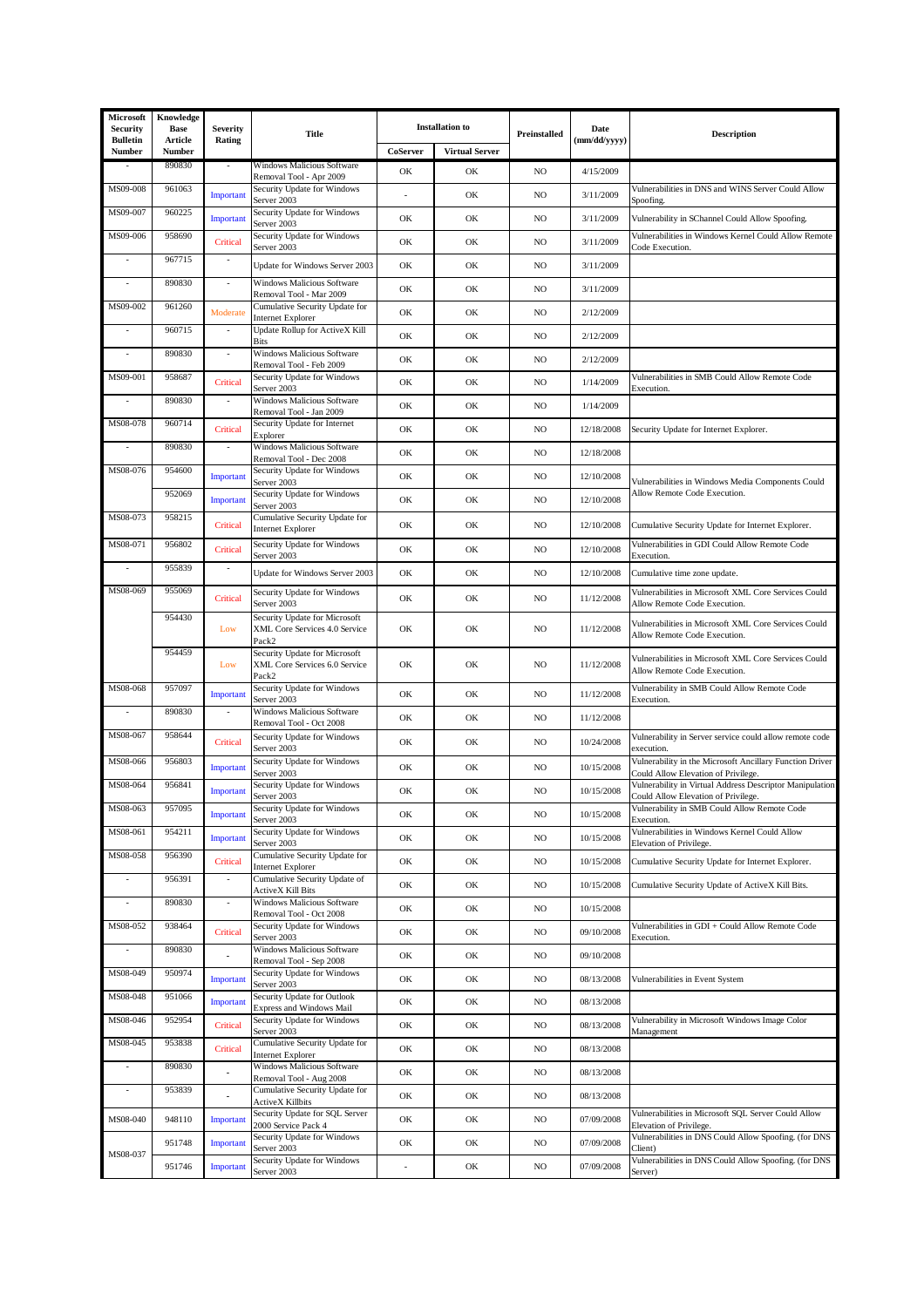| Microsoft Security Bulletin Number | Knowledge Base Article Number | Severity Rating | Title | Installation to | | Preinstalled | Date (mm/dd/yyyy) | Description |
|---|---|---|---|---|---|---|---|---|
| | | | | CoServer | Virtual Server | | | |
| - | 890830 | - | Windows Malicious Software Removal Tool - Apr 2009 | OK | OK | NO | 4/15/2009 | |
| MS09-008 | 961063 | Important | Security Update for Windows Server 2003 | - | OK | NO | 3/11/2009 | Vulnerabilities in DNS and WINS Server Could Allow Spoofing. |
| MS09-007 | 960225 | Important | Security Update for Windows Server 2003 | OK | OK | NO | 3/11/2009 | Vulnerability in SChannel Could Allow Spoofing. |
| MS09-006 | 958690 | Critical | Security Update for Windows Server 2003 | OK | OK | NO | 3/11/2009 | Vulnerabilities in Windows Kernel Could Allow Remote Code Execution. |
| - | 967715 | - | Update for Windows Server 2003 | OK | OK | NO | 3/11/2009 | |
| - | 890830 | - | Windows Malicious Software Removal Tool - Mar 2009 | OK | OK | NO | 3/11/2009 | |
| MS09-002 | 961260 | Moderate | Cumulative Security Update for Internet Explorer | OK | OK | NO | 2/12/2009 | |
| - | 960715 | - | Update Rollup for ActiveX Kill Bits | OK | OK | NO | 2/12/2009 | |
| - | 890830 | - | Windows Malicious Software Removal Tool - Feb 2009 | OK | OK | NO | 2/12/2009 | |
| MS09-001 | 958687 | Critical | Security Update for Windows Server 2003 | OK | OK | NO | 1/14/2009 | Vulnerabilities in SMB Could Allow Remote Code Execution. |
| - | 890830 | - | Windows Malicious Software Removal Tool - Jan 2009 | OK | OK | NO | 1/14/2009 | |
| MS08-078 | 960714 | Critical | Security Update for Internet Explorer | OK | OK | NO | 12/18/2008 | Security Update for Internet Explorer. |
| - | 890830 | - | Windows Malicious Software Removal Tool - Dec 2008 | OK | OK | NO | 12/18/2008 | |
| MS08-076 | 954600 | Important | Security Update for Windows Server 2003 | OK | OK | NO | 12/10/2008 | Vulnerabilities in Windows Media Components Could Allow Remote Code Execution. |
| | 952069 | Important | Security Update for Windows Server 2003 | OK | OK | NO | 12/10/2008 | |
| MS08-073 | 958215 | Critical | Cumulative Security Update for Internet Explorer | OK | OK | NO | 12/10/2008 | Cumulative Security Update for Internet Explorer. |
| MS08-071 | 956802 | Critical | Security Update for Windows Server 2003 | OK | OK | NO | 12/10/2008 | Vulnerabilities in GDI Could Allow Remote Code Execution. |
| - | 955839 | - | Update for Windows Server 2003 | OK | OK | NO | 12/10/2008 | Cumulative time zone update. |
| MS08-069 | 955069 | Critical | Security Update for Windows Server 2003 | OK | OK | NO | 11/12/2008 | Vulnerabilities in Microsoft XML Core Services Could Allow Remote Code Execution. |
| | 954430 | Low | Security Update for Microsoft XML Core Services 4.0 Service Pack2 | OK | OK | NO | 11/12/2008 | Vulnerabilities in Microsoft XML Core Services Could Allow Remote Code Execution. |
| | 954459 | Low | Security Update for Microsoft XML Core Services 6.0 Service Pack2 | OK | OK | NO | 11/12/2008 | Vulnerabilities in Microsoft XML Core Services Could Allow Remote Code Execution. |
| MS08-068 | 957097 | Important | Security Update for Windows Server 2003 | OK | OK | NO | 11/12/2008 | Vulnerability in SMB Could Allow Remote Code Execution. |
| - | 890830 | - | Windows Malicious Software Removal Tool - Oct 2008 | OK | OK | NO | 11/12/2008 | |
| MS08-067 | 958644 | Critical | Security Update for Windows Server 2003 | OK | OK | NO | 10/24/2008 | Vulnerability in Server service could allow remote code execution. |
| MS08-066 | 956803 | Important | Security Update for Windows Server 2003 | OK | OK | NO | 10/15/2008 | Vulnerability in the Microsoft Ancillary Function Driver Could Allow Elevation of Privilege. |
| MS08-064 | 956841 | Important | Security Update for Windows Server 2003 | OK | OK | NO | 10/15/2008 | Vulnerability in Virtual Address Descriptor Manipulation Could Allow Elevation of Privilege. |
| MS08-063 | 957095 | Important | Security Update for Windows Server 2003 | OK | OK | NO | 10/15/2008 | Vulnerability in SMB Could Allow Remote Code Execution. |
| MS08-061 | 954211 | Important | Security Update for Windows Server 2003 | OK | OK | NO | 10/15/2008 | Vulnerabilities in Windows Kernel Could Allow Elevation of Privilege. |
| MS08-058 | 956390 | Critical | Cumulative Security Update for Internet Explorer | OK | OK | NO | 10/15/2008 | Cumulative Security Update for Internet Explorer. |
| - | 956391 | - | Cumulative Security Update of ActiveX Kill Bits | OK | OK | NO | 10/15/2008 | Cumulative Security Update of ActiveX Kill Bits. |
| - | 890830 | - | Windows Malicious Software Removal Tool - Oct 2008 | OK | OK | NO | 10/15/2008 | |
| MS08-052 | 938464 | Critical | Security Update for Windows Server 2003 | OK | OK | NO | 09/10/2008 | Vulnerabilities in GDI + Could Allow Remote Code Execution. |
| - | 890830 | - | Windows Malicious Software Removal Tool - Sep 2008 | OK | OK | NO | 09/10/2008 | |
| MS08-049 | 950974 | Important | Security Update for Windows Server 2003 | OK | OK | NO | 08/13/2008 | Vulnerabilities in Event System |
| MS08-048 | 951066 | Important | Security Update for Outlook Express and Windows Mail | OK | OK | NO | 08/13/2008 | |
| MS08-046 | 952954 | Critical | Security Update for Windows Server 2003 | OK | OK | NO | 08/13/2008 | Vulnerability in Microsoft Windows Image Color Management |
| MS08-045 | 953838 | Critical | Cumulative Security Update for Internet Explorer | OK | OK | NO | 08/13/2008 | |
| - | 890830 | - | Windows Malicious Software Removal Tool - Aug 2008 | OK | OK | NO | 08/13/2008 | |
| - | 953839 | - | Cumulative Security Update for ActiveX Killbits | OK | OK | NO | 08/13/2008 | |
| MS08-040 | 948110 | Important | Security Update for SQL Server 2000 Service Pack 4 | OK | OK | NO | 07/09/2008 | Vulnerabilities in Microsoft SQL Server Could Allow Elevation of Privilege. |
| MS08-037 | 951748 | Important | Security Update for Windows Server 2003 | OK | OK | NO | 07/09/2008 | Vulnerabilities in DNS Could Allow Spoofing. (for DNS Client) |
| | 951746 | Important | Security Update for Windows Server 2003 | - | OK | NO | 07/09/2008 | Vulnerabilities in DNS Could Allow Spoofing. (for DNS Server) |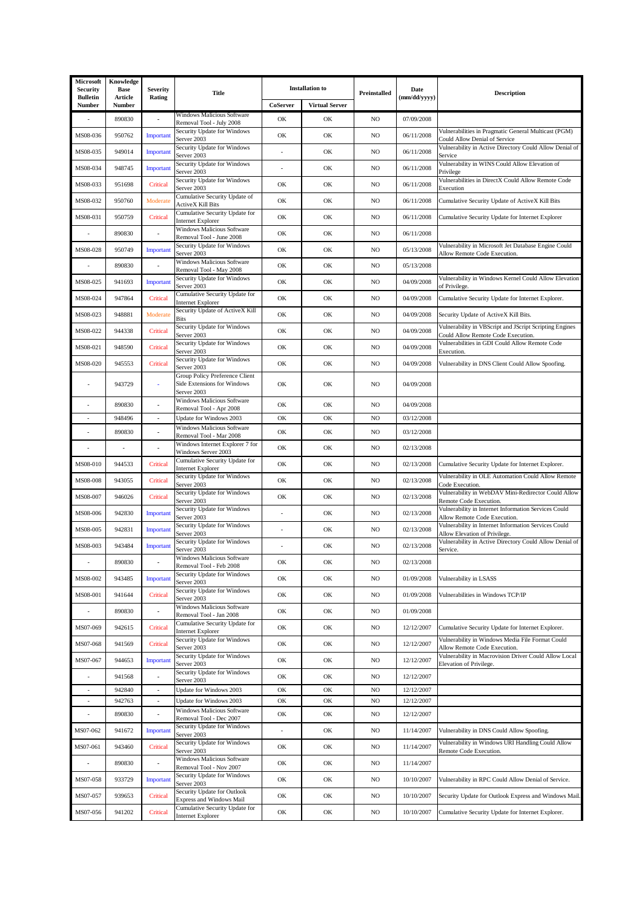| Microsoft Security Bulletin Number | Knowledge Base Article Number | Severity Rating | Title | Installation to | | Preinstalled | Date (mm/dd/yyyy) | Description |
|---|---|---|---|---|---|---|---|---|
| | | | | CoServer | Virtual Server | | | |
| - | 890830 | - | Windows Malicious Software Removal Tool - July 2008 | OK | OK | NO | 07/09/2008 | |
| MS08-036 | 950762 | Important | Security Update for Windows Server 2003 | OK | OK | NO | 06/11/2008 | Vulnerabilities in Pragmatic General Multicast (PGM) Could Allow Denial of Service |
| MS08-035 | 949014 | Important | Security Update for Windows Server 2003 | - | OK | NO | 06/11/2008 | Vulnerability in Active Directory Could Allow Denial of Service |
| MS08-034 | 948745 | Important | Security Update for Windows Server 2003 | - | OK | NO | 06/11/2008 | Vulnerability in WINS Could Allow Elevation of Privilege |
| MS08-033 | 951698 | Critical | Security Update for Windows Server 2003 | OK | OK | NO | 06/11/2008 | Vulnerabilities in DirectX Could Allow Remote Code Execution |
| MS08-032 | 950760 | Moderate | Cumulative Security Update of ActiveX Kill Bits | OK | OK | NO | 06/11/2008 | Cumulative Security Update of ActiveX Kill Bits |
| MS08-031 | 950759 | Critical | Cumulative Security Update for Internet Explorer | OK | OK | NO | 06/11/2008 | Cumulative Security Update for Internet Explorer |
| - | 890830 | - | Windows Malicious Software Removal Tool - June 2008 | OK | OK | NO | 06/11/2008 | |
| MS08-028 | 950749 | Important | Security Update for Windows Server 2003 | OK | OK | NO | 05/13/2008 | Vulnerability in Microsoft Jet Database Engine Could Allow Remote Code Execution. |
| - | 890830 | - | Windows Malicious Software Removal Tool - May 2008 | OK | OK | NO | 05/13/2008 | |
| MS08-025 | 941693 | Important | Security Update for Windows Server 2003 | OK | OK | NO | 04/09/2008 | Vulnerability in Windows Kernel Could Allow Elevation of Privilege. |
| MS08-024 | 947864 | Critical | Cumulative Security Update for Internet Explorer | OK | OK | NO | 04/09/2008 | Cumulative Security Update for Internet Explorer. |
| MS08-023 | 948881 | Moderate | Security Update of ActiveX Kill Bits | OK | OK | NO | 04/09/2008 | Security Update of ActiveX Kill Bits. |
| MS08-022 | 944338 | Critical | Security Update for Windows Server 2003 | OK | OK | NO | 04/09/2008 | Vulnerability in VBScript and JScript Scripting Engines Could Allow Remote Code Execution. |
| MS08-021 | 948590 | Critical | Security Update for Windows Server 2003 | OK | OK | NO | 04/09/2008 | Vulnerabilities in GDI Could Allow Remote Code Execution. |
| MS08-020 | 945553 | Critical | Security Update for Windows Server 2003 | OK | OK | NO | 04/09/2008 | Vulnerability in DNS Client Could Allow Spoofing. |
| - | 943729 | - | Group Policy Preference Client Side Extensions for Windows Server 2003 | OK | OK | NO | 04/09/2008 | |
| - | 890830 | - | Windows Malicious Software Removal Tool - Apr 2008 | OK | OK | NO | 04/09/2008 | |
| - | 948496 | - | Update for Windows 2003 | OK | OK | NO | 03/12/2008 | |
| - | 890830 | - | Windows Malicious Software Removal Tool - Mar 2008 | OK | OK | NO | 03/12/2008 | |
| - | - | - | Windows Internet Explorer 7 for Windows Server 2003 | OK | OK | NO | 02/13/2008 | |
| MS08-010 | 944533 | Critical | Cumulative Security Update for Internet Explorer | OK | OK | NO | 02/13/2008 | Cumulative Security Update for Internet Explorer. |
| MS08-008 | 943055 | Critical | Security Update for Windows Server 2003 | OK | OK | NO | 02/13/2008 | Vulnerability in OLE Automation Could Allow Remote Code Execution. |
| MS08-007 | 946026 | Critical | Security Update for Windows Server 2003 | OK | OK | NO | 02/13/2008 | Vulnerability in WebDAV Mini-Redirector Could Allow Remote Code Execution. |
| MS08-006 | 942830 | Important | Security Update for Windows Server 2003 | - | OK | NO | 02/13/2008 | Vulnerability in Internet Information Services Could Allow Remote Code Execution. |
| MS08-005 | 942831 | Important | Security Update for Windows Server 2003 | - | OK | NO | 02/13/2008 | Vulnerability in Internet Information Services Could Allow Elevation of Privilege. |
| MS08-003 | 943484 | Important | Security Update for Windows Server 2003 | - | OK | NO | 02/13/2008 | Vulnerability in Active Directory Could Allow Denial of Service. |
| - | 890830 | - | Windows Malicious Software Removal Tool - Feb 2008 | OK | OK | NO | 02/13/2008 | |
| MS08-002 | 943485 | Important | Security Update for Windows Server 2003 | OK | OK | NO | 01/09/2008 | Vulnerability in LSASS |
| MS08-001 | 941644 | Critical | Security Update for Windows Server 2003 | OK | OK | NO | 01/09/2008 | Vulnerabilities in Windows TCP/IP |
| - | 890830 | - | Windows Malicious Software Removal Tool - Jan 2008 | OK | OK | NO | 01/09/2008 | |
| MS07-069 | 942615 | Critical | Cumulative Security Update for Internet Explorer | OK | OK | NO | 12/12/2007 | Cumulative Security Update for Internet Explorer. |
| MS07-068 | 941569 | Critical | Security Update for Windows Server 2003 | OK | OK | NO | 12/12/2007 | Vulnerability in Windows Media File Format Could Allow Remote Code Execution. |
| MS07-067 | 944653 | Important | Security Update for Windows Server 2003 | OK | OK | NO | 12/12/2007 | Vulnerability in Macrovision Driver Could Allow Local Elevation of Privilege. |
| - | 941568 | - | Security Update for Windows Server 2003 | OK | OK | NO | 12/12/2007 | |
| - | 942840 | - | Update for Windows 2003 | OK | OK | NO | 12/12/2007 | |
| - | 942763 | - | Update for Windows 2003 | OK | OK | NO | 12/12/2007 | |
| - | 890830 | - | Windows Malicious Software Removal Tool - Dec 2007 | OK | OK | NO | 12/12/2007 | |
| MS07-062 | 941672 | Important | Security Update for Windows Server 2003 | - | OK | NO | 11/14/2007 | Vulnerability in DNS Could Allow Spoofing. |
| MS07-061 | 943460 | Critical | Security Update for Windows Server 2003 | OK | OK | NO | 11/14/2007 | Vulnerability in Windows URI Handling Could Allow Remote Code Execution. |
| - | 890830 | - | Windows Malicious Software Removal Tool - Nov 2007 | OK | OK | NO | 11/14/2007 | |
| MS07-058 | 933729 | Important | Security Update for Windows Server 2003 | OK | OK | NO | 10/10/2007 | Vulnerability in RPC Could Allow Denial of Service. |
| MS07-057 | 939653 | Critical | Security Update for Outlook Express and Windows Mail | OK | OK | NO | 10/10/2007 | Security Update for Outlook Express and Windows Mail. |
| MS07-056 | 941202 | Critical | Cumulative Security Update for Internet Explorer | OK | OK | NO | 10/10/2007 | Cumulative Security Update for Internet Explorer. |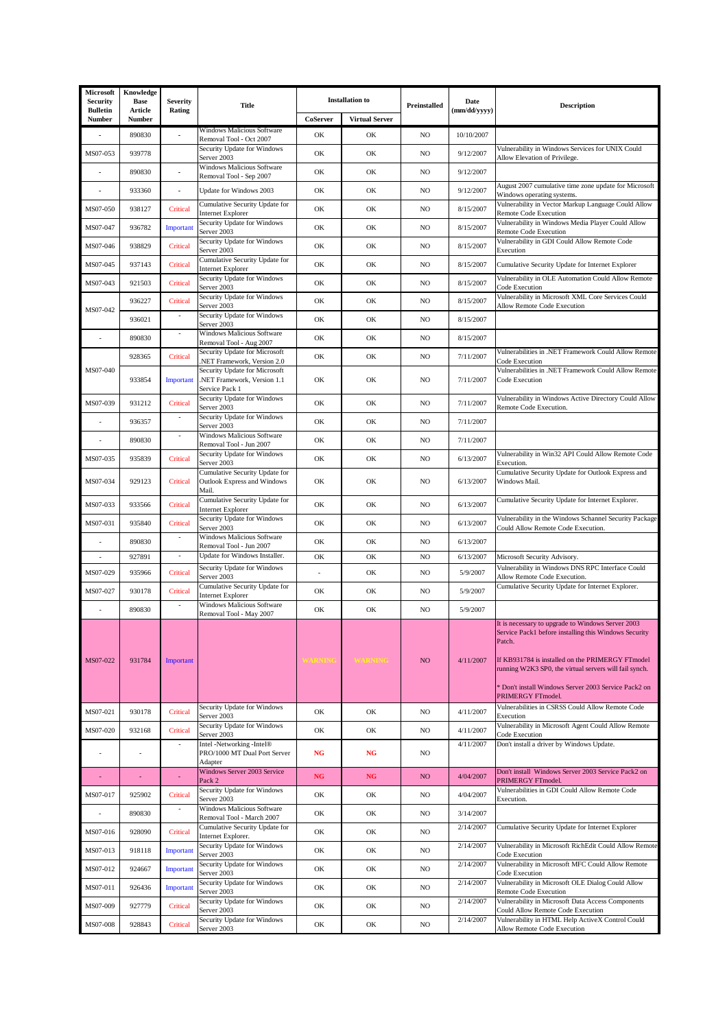| Microsoft Security Bulletin Number | Knowledge Base Article Number | Severity Rating | Title | Installation to | | Preinstalled | Date (mm/dd/yyyy) | Description |
|---|---|---|---|---|---|---|---|---|
| | | | | CoServer | Virtual Server | | | |
| - | 890830 | - | Windows Malicious Software Removal Tool - Oct 2007 | OK | OK | NO | 10/10/2007 | |
| MS07-053 | 939778 | | Security Update for Windows Server 2003 | OK | OK | NO | 9/12/2007 | Vulnerability in Windows Services for UNIX Could Allow Elevation of Privilege. |
| - | 890830 | - | Windows Malicious Software Removal Tool - Sep 2007 | OK | OK | NO | 9/12/2007 | |
| - | 933360 | - | Update for Windows 2003 | OK | OK | NO | 9/12/2007 | August 2007 cumulative time zone update for Microsoft Windows operating systems. |
| MS07-050 | 938127 | Critical | Cumulative Security Update for Internet Explorer | OK | OK | NO | 8/15/2007 | Vulnerability in Vector Markup Language Could Allow Remote Code Execution |
| MS07-047 | 936782 | Important | Security Update for Windows Server 2003 | OK | OK | NO | 8/15/2007 | Vulnerability in Windows Media Player Could Allow Remote Code Execution |
| MS07-046 | 938829 | Critical | Security Update for Windows Server 2003 | OK | OK | NO | 8/15/2007 | Vulnerability in GDI Could Allow Remote Code Execution |
| MS07-045 | 937143 | Critical | Cumulative Security Update for Internet Explorer | OK | OK | NO | 8/15/2007 | Cumulative Security Update for Internet Explorer |
| MS07-043 | 921503 | Critical | Security Update for Windows Server 2003 | OK | OK | NO | 8/15/2007 | Vulnerability in OLE Automation Could Allow Remote Code Execution |
| MS07-042 | 936227 | Critical | Security Update for Windows Server 2003 | OK | OK | NO | 8/15/2007 | Vulnerability in Microsoft XML Core Services Could Allow Remote Code Execution |
| | 936021 | - | Security Update for Windows Server 2003 | OK | OK | NO | 8/15/2007 | |
| - | 890830 | - | Windows Malicious Software Removal Tool - Aug 2007 | OK | OK | NO | 8/15/2007 | |
| MS07-040 | 928365 | Critical | Security Update for Microsoft .NET Framework, Version 2.0 | OK | OK | NO | 7/11/2007 | Vulnerabilities in .NET Framework Could Allow Remote Code Execution |
| | 933854 | Important | Security Update for Microsoft .NET Framework, Version 1.1 Service Pack 1 | OK | OK | NO | 7/11/2007 | Vulnerabilities in .NET Framework Could Allow Remote Code Execution |
| MS07-039 | 931212 | Critical | Security Update for Windows Server 2003 | OK | OK | NO | 7/11/2007 | Vulnerability in Windows Active Directory Could Allow Remote Code Execution. |
| - | 936357 | - | Security Update for Windows Server 2003 | OK | OK | NO | 7/11/2007 | |
| - | 890830 | - | Windows Malicious Software Removal Tool - Jun 2007 | OK | OK | NO | 7/11/2007 | |
| MS07-035 | 935839 | Critical | Security Update for Windows Server 2003 | OK | OK | NO | 6/13/2007 | Vulnerability in Win32 API Could Allow Remote Code Execution. |
| MS07-034 | 929123 | Critical | Cumulative Security Update for Outlook Express and Windows Mail. | OK | OK | NO | 6/13/2007 | Cumulative Security Update for Outlook Express and Windows Mail. |
| MS07-033 | 933566 | Critical | Cumulative Security Update for Internet Explorer | OK | OK | NO | 6/13/2007 | Cumulative Security Update for Internet Explorer. |
| MS07-031 | 935840 | Critical | Security Update for Windows Server 2003 | OK | OK | NO | 6/13/2007 | Vulnerability in the Windows Schannel Security Package Could Allow Remote Code Execution. |
| - | 890830 | - | Windows Malicious Software Removal Tool - Jun 2007 | OK | OK | NO | 6/13/2007 | |
| - | 927891 | - | Update for Windows Installer. | OK | OK | NO | 6/13/2007 | Microsoft Security Advisory. |
| MS07-029 | 935966 | Critical | Security Update for Windows Server 2003 | - | OK | NO | 5/9/2007 | Vulnerability in Windows DNS RPC Interface Could Allow Remote Code Execution. |
| MS07-027 | 930178 | Critical | Cumulative Security Update for Internet Explorer | OK | OK | NO | 5/9/2007 | Cumulative Security Update for Internet Explorer. |
| - | 890830 | - | Windows Malicious Software Removal Tool - May 2007 | OK | OK | NO | 5/9/2007 | |
| MS07-022 | 931784 | Important | | WARNING | WARNING | NO | 4/11/2007 | It is necessary to upgrade to Windows Server 2003 Service Pack1 before installing this Windows Security Patch.<br><br>If KB931784 is installed on the PRIMERGY FTmodel running W2K3 SP0, the virtual servers will fail synch.<br><br>* Don't install Windows Server 2003 Service Pack2 on PRIMERGY FTmodel. |
| MS07-021 | 930178 | Critical | Security Update for Windows Server 2003 | OK | OK | NO | 4/11/2007 | Vulnerabilities in CSRSS Could Allow Remote Code Execution |
| MS07-020 | 932168 | Critical | Security Update for Windows Server 2003 | OK | OK | NO | 4/11/2007 | Vulnerability in Microsoft Agent Could Allow Remote Code Execution |
| - | - | - | Intel -Networking -Intel® PRO/1000 MT Dual Port Server Adapter | NG | NG | NO | 4/11/2007 | Don't install a driver by Windows Update. |
| - | - | - | Windows Server 2003 Service Pack 2 | NG | NG | NO | 4/04/2007 | Don't install Windows Server 2003 Service Pack2 on PRIMERGY FTmodel. |
| MS07-017 | 925902 | Critical | Security Update for Windows Server 2003 | OK | OK | NO | 4/04/2007 | Vulnerabilities in GDI Could Allow Remote Code Execution. |
| - | 890830 | - | Windows Malicious Software Removal Tool - March 2007 | OK | OK | NO | 3/14/2007 | |
| MS07-016 | 928090 | Critical | Cumulative Security Update for Internet Explorer. | OK | OK | NO | 2/14/2007 | Cumulative Security Update for Internet Explorer |
| MS07-013 | 918118 | Important | Security Update for Windows Server 2003 | OK | OK | NO | 2/14/2007 | Vulnerability in Microsoft RichEdit Could Allow Remote Code Execution |
| MS07-012 | 924667 | Important | Security Update for Windows Server 2003 | OK | OK | NO | 2/14/2007 | Vulnerability in Microsoft MFC Could Allow Remote Code Execution |
| MS07-011 | 926436 | Important | Security Update for Windows Server 2003 | OK | OK | NO | 2/14/2007 | Vulnerability in Microsoft OLE Dialog Could Allow Remote Code Execution |
| MS07-009 | 927779 | Critical | Security Update for Windows Server 2003 | OK | OK | NO | 2/14/2007 | Vulnerability in Microsoft Data Access Components Could Allow Remote Code Execution |
| MS07-008 | 928843 | Critical | Security Update for Windows Server 2003 | OK | OK | NO | 2/14/2007 | Vulnerability in HTML Help ActiveX Control Could Allow Remote Code Execution |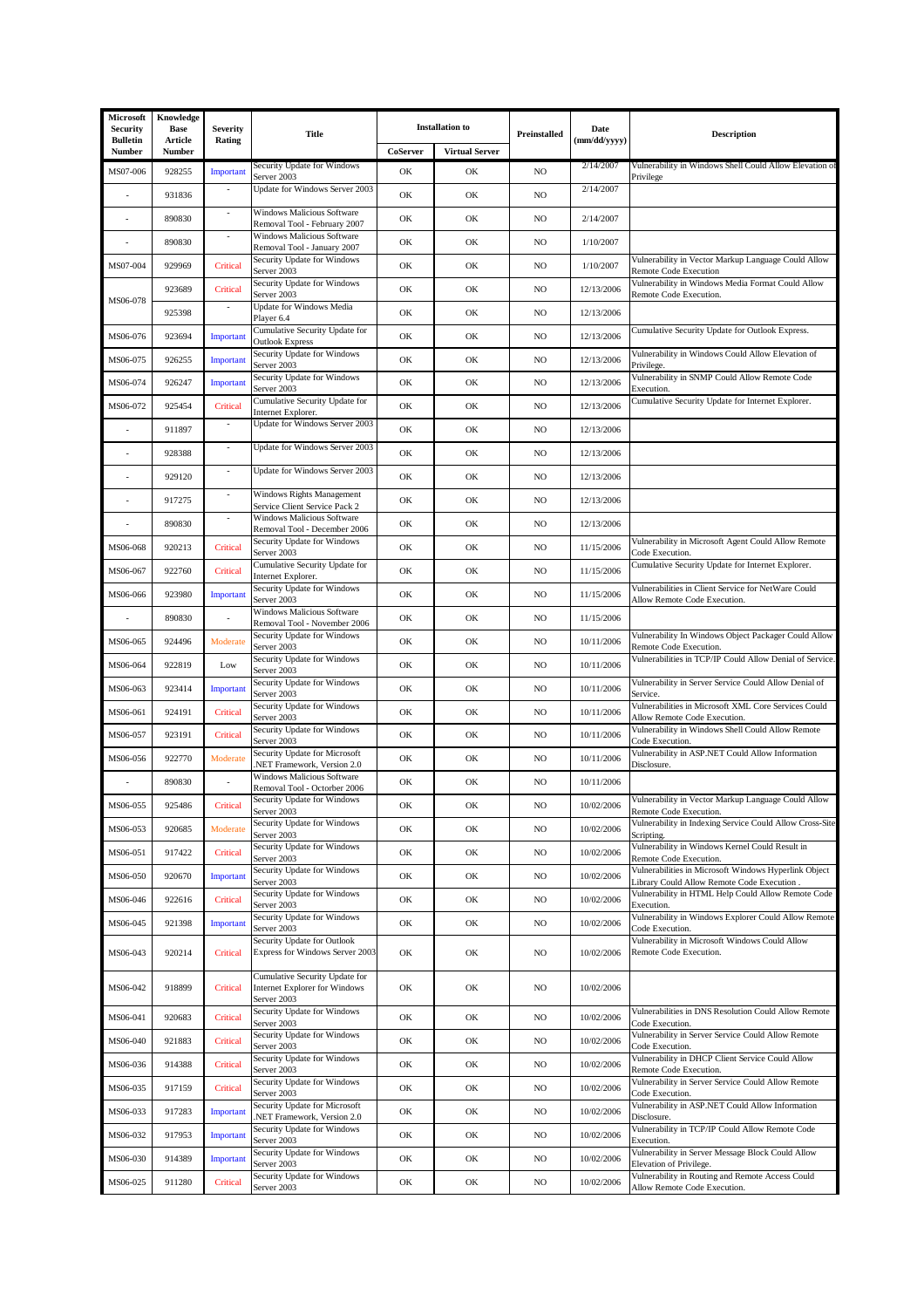| Microsoft Security Bulletin Number | Knowledge Base Article Number | Severity Rating | Title | Installation to | | Preinstalled | Date (mm/dd/yyyy) | Description |
|---|---|---|---|---|---|---|---|---|
| | | | | CoServer | Virtual Server | | | |
| MS07-006 | 928255 | Important | Security Update for Windows Server 2003 | OK | OK | NO | 2/14/2007 | Vulnerability in Windows Shell Could Allow Elevation of Privilege |
| - | 931836 | - | Update for Windows Server 2003 | OK | OK | NO | 2/14/2007 | |
| - | 890830 | - | Windows Malicious Software Removal Tool - February 2007 | OK | OK | NO | 2/14/2007 | |
| - | 890830 | - | Windows Malicious Software Removal Tool - January 2007 | OK | OK | NO | 1/10/2007 | |
| MS07-004 | 929969 | Critical | Security Update for Windows Server 2003 | OK | OK | NO | 1/10/2007 | Vulnerability in Vector Markup Language Could Allow Remote Code Execution |
| MS06-078 | 923689 | Critical | Security Update for Windows Server 2003 | OK | OK | NO | 12/13/2006 | Vulnerability in Windows Media Format Could Allow Remote Code Execution. |
| | 925398 | - | Update for Windows Media Player 6.4 | OK | OK | NO | 12/13/2006 | |
| MS06-076 | 923694 | Important | Cumulative Security Update for Outlook Express | OK | OK | NO | 12/13/2006 | Cumulative Security Update for Outlook Express. |
| MS06-075 | 926255 | Important | Security Update for Windows Server 2003 | OK | OK | NO | 12/13/2006 | Vulnerability in Windows Could Allow Elevation of Privilege. |
| MS06-074 | 926247 | Important | Security Update for Windows Server 2003 | OK | OK | NO | 12/13/2006 | Vulnerability in SNMP Could Allow Remote Code Execution. |
| MS06-072 | 925454 | Critical | Cumulative Security Update for Internet Explorer. | OK | OK | NO | 12/13/2006 | Cumulative Security Update for Internet Explorer. |
| - | 911897 | - | Update for Windows Server 2003 | OK | OK | NO | 12/13/2006 | |
| - | 928388 | - | Update for Windows Server 2003 | OK | OK | NO | 12/13/2006 | |
| - | 929120 | - | Update for Windows Server 2003 | OK | OK | NO | 12/13/2006 | |
| - | 917275 | - | Windows Rights Management Service Client Service Pack 2 | OK | OK | NO | 12/13/2006 | |
| - | 890830 | - | Windows Malicious Software Removal Tool - December 2006 | OK | OK | NO | 12/13/2006 | |
| MS06-068 | 920213 | Critical | Security Update for Windows Server 2003 | OK | OK | NO | 11/15/2006 | Vulnerability in Microsoft Agent Could Allow Remote Code Execution. |
| MS06-067 | 922760 | Critical | Cumulative Security Update for Internet Explorer. | OK | OK | NO | 11/15/2006 | Cumulative Security Update for Internet Explorer. |
| MS06-066 | 923980 | Important | Security Update for Windows Server 2003 | OK | OK | NO | 11/15/2006 | Vulnerabilities in Client Service for NetWare Could Allow Remote Code Execution. |
| - | 890830 | - | Windows Malicious Software Removal Tool - November 2006 | OK | OK | NO | 11/15/2006 | |
| MS06-065 | 924496 | Moderate | Security Update for Windows Server 2003 | OK | OK | NO | 10/11/2006 | Vulnerability In Windows Object Packager Could Allow Remote Code Execution. |
| MS06-064 | 922819 | Low | Security Update for Windows Server 2003 | OK | OK | NO | 10/11/2006 | Vulnerabilities in TCP/IP Could Allow Denial of Service. |
| MS06-063 | 923414 | Important | Security Update for Windows Server 2003 | OK | OK | NO | 10/11/2006 | Vulnerability in Server Service Could Allow Denial of Service. |
| MS06-061 | 924191 | Critical | Security Update for Windows Server 2003 | OK | OK | NO | 10/11/2006 | Vulnerabilities in Microsoft XML Core Services Could Allow Remote Code Execution. |
| MS06-057 | 923191 | Critical | Security Update for Windows Server 2003 | OK | OK | NO | 10/11/2006 | Vulnerability in Windows Shell Could Allow Remote Code Execution. |
| MS06-056 | 922770 | Moderate | Security Update for Microsoft .NET Framework, Version 2.0 | OK | OK | NO | 10/11/2006 | Vulnerability in ASP.NET Could Allow Information Disclosure. |
| - | 890830 | - | Windows Malicious Software Removal Tool - Octorber 2006 | OK | OK | NO | 10/11/2006 | |
| MS06-055 | 925486 | Critical | Security Update for Windows Server 2003 | OK | OK | NO | 10/02/2006 | Vulnerability in Vector Markup Language Could Allow Remote Code Execution. |
| MS06-053 | 920685 | Moderate | Security Update for Windows Server 2003 | OK | OK | NO | 10/02/2006 | Vulnerability in Indexing Service Could Allow Cross-Site Scripting. |
| MS06-051 | 917422 | Critical | Security Update for Windows Server 2003 | OK | OK | NO | 10/02/2006 | Vulnerability in Windows Kernel Could Result in Remote Code Execution. |
| MS06-050 | 920670 | Important | Security Update for Windows Server 2003 | OK | OK | NO | 10/02/2006 | Vulnerabilities in Microsoft Windows Hyperlink Object Library Could Allow Remote Code Execution . |
| MS06-046 | 922616 | Critical | Security Update for Windows Server 2003 | OK | OK | NO | 10/02/2006 | Vulnerability in HTML Help Could Allow Remote Code Execution. |
| MS06-045 | 921398 | Important | Security Update for Windows Server 2003 | OK | OK | NO | 10/02/2006 | Vulnerability in Windows Explorer Could Allow Remote Code Execution. |
| MS06-043 | 920214 | Critical | Security Update for Outlook Express for Windows Server 2003 | OK | OK | NO | 10/02/2006 | Vulnerability in Microsoft Windows Could Allow Remote Code Execution. |
| MS06-042 | 918899 | Critical | Cumulative Security Update for Internet Explorer for Windows Server 2003 | OK | OK | NO | 10/02/2006 | |
| MS06-041 | 920683 | Critical | Security Update for Windows Server 2003 | OK | OK | NO | 10/02/2006 | Vulnerabilities in DNS Resolution Could Allow Remote Code Execution. |
| MS06-040 | 921883 | Critical | Security Update for Windows Server 2003 | OK | OK | NO | 10/02/2006 | Vulnerability in Server Service Could Allow Remote Code Execution. |
| MS06-036 | 914388 | Critical | Security Update for Windows Server 2003 | OK | OK | NO | 10/02/2006 | Vulnerability in DHCP Client Service Could Allow Remote Code Execution. |
| MS06-035 | 917159 | Critical | Security Update for Windows Server 2003 | OK | OK | NO | 10/02/2006 | Vulnerability in Server Service Could Allow Remote Code Execution. |
| MS06-033 | 917283 | Important | Security Update for Microsoft .NET Framework, Version 2.0 | OK | OK | NO | 10/02/2006 | Vulnerability in ASP.NET Could Allow Information Disclosure. |
| MS06-032 | 917953 | Important | Security Update for Windows Server 2003 | OK | OK | NO | 10/02/2006 | Vulnerability in TCP/IP Could Allow Remote Code Execution. |
| MS06-030 | 914389 | Important | Security Update for Windows Server 2003 | OK | OK | NO | 10/02/2006 | Vulnerability in Server Message Block Could Allow Elevation of Privilege. |
| MS06-025 | 911280 | Critical | Security Update for Windows Server 2003 | OK | OK | NO | 10/02/2006 | Vulnerability in Routing and Remote Access Could Allow Remote Code Execution. |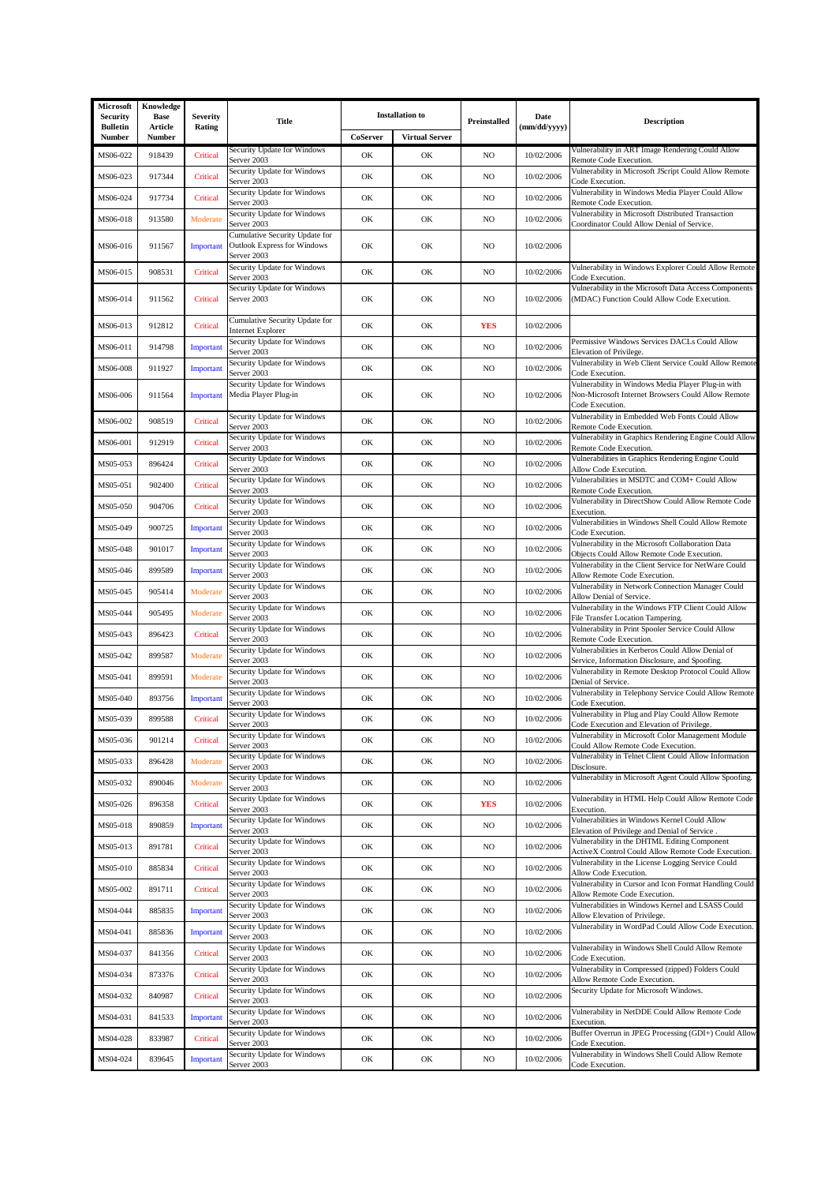| Microsoft Security Bulletin Number | Knowledge Base Article Number | Severity Rating | Title | Installation to | | Preinstalled | Date (mm/dd/yyyy) | Description |
|---|---|---|---|---|---|---|---|---|
| | | | | CoServer | Virtual Server | | | |
| MS06-022 | 918439 | Critical | Security Update for Windows Server 2003 | OK | OK | NO | 10/02/2006 | Vulnerability in ART Image Rendering Could Allow Remote Code Execution. |
| MS06-023 | 917344 | Critical | Security Update for Windows Server 2003 | OK | OK | NO | 10/02/2006 | Vulnerability in Microsoft JScript Could Allow Remote Code Execution. |
| MS06-024 | 917734 | Critical | Security Update for Windows Server 2003 | OK | OK | NO | 10/02/2006 | Vulnerability in Windows Media Player Could Allow Remote Code Execution. |
| MS06-018 | 913580 | Moderate | Security Update for Windows Server 2003 | OK | OK | NO | 10/02/2006 | Vulnerability in Microsoft Distributed Transaction Coordinator Could Allow Denial of Service. |
| MS06-016 | 911567 | Important | Cumulative Security Update for Outlook Express for Windows Server 2003 | OK | OK | NO | 10/02/2006 | |
| MS06-015 | 908531 | Critical | Security Update for Windows Server 2003 | OK | OK | NO | 10/02/2006 | Vulnerability in Windows Explorer Could Allow Remote Code Execution. |
| MS06-014 | 911562 | Critical | Security Update for Windows Server 2003 | OK | OK | NO | 10/02/2006 | Vulnerability in the Microsoft Data Access Components (MDAC) Function Could Allow Code Execution. |
| MS06-013 | 912812 | Critical | Cumulative Security Update for Internet Explorer | OK | OK | YES | 10/02/2006 | |
| MS06-011 | 914798 | Important | Security Update for Windows Server 2003 | OK | OK | NO | 10/02/2006 | Permissive Windows Services DACLs Could Allow Elevation of Privilege. |
| MS06-008 | 911927 | Important | Security Update for Windows Server 2003 | OK | OK | NO | 10/02/2006 | Vulnerability in Web Client Service Could Allow Remote Code Execution. |
| MS06-006 | 911564 | Important | Security Update for Windows Media Player Plug-in | OK | OK | NO | 10/02/2006 | Vulnerability in Windows Media Player Plug-in with Non-Microsoft Internet Browsers Could Allow Remote Code Execution. |
| MS06-002 | 908519 | Critical | Security Update for Windows Server 2003 | OK | OK | NO | 10/02/2006 | Vulnerability in Embedded Web Fonts Could Allow Remote Code Execution. |
| MS06-001 | 912919 | Critical | Security Update for Windows Server 2003 | OK | OK | NO | 10/02/2006 | Vulnerability in Graphics Rendering Engine Could Allow Remote Code Execution. |
| MS05-053 | 896424 | Critical | Security Update for Windows Server 2003 | OK | OK | NO | 10/02/2006 | Vulnerabilities in Graphics Rendering Engine Could Allow Code Execution. |
| MS05-051 | 902400 | Critical | Security Update for Windows Server 2003 | OK | OK | NO | 10/02/2006 | Vulnerabilities in MSDTC and COM+ Could Allow Remote Code Execution. |
| MS05-050 | 904706 | Critical | Security Update for Windows Server 2003 | OK | OK | NO | 10/02/2006 | Vulnerability in DirectShow Could Allow Remote Code Execution. |
| MS05-049 | 900725 | Important | Security Update for Windows Server 2003 | OK | OK | NO | 10/02/2006 | Vulnerabilities in Windows Shell Could Allow Remote Code Execution. |
| MS05-048 | 901017 | Important | Security Update for Windows Server 2003 | OK | OK | NO | 10/02/2006 | Vulnerability in the Microsoft Collaboration Data Objects Could Allow Remote Code Execution. |
| MS05-046 | 899589 | Important | Security Update for Windows Server 2003 | OK | OK | NO | 10/02/2006 | Vulnerability in the Client Service for NetWare Could Allow Remote Code Execution. |
| MS05-045 | 905414 | Moderate | Security Update for Windows Server 2003 | OK | OK | NO | 10/02/2006 | Vulnerability in Network Connection Manager Could Allow Denial of Service. |
| MS05-044 | 905495 | Moderate | Security Update for Windows Server 2003 | OK | OK | NO | 10/02/2006 | Vulnerability in the Windows FTP Client Could Allow File Transfer Location Tampering. |
| MS05-043 | 896423 | Critical | Security Update for Windows Server 2003 | OK | OK | NO | 10/02/2006 | Vulnerability in Print Spooler Service Could Allow Remote Code Execution. |
| MS05-042 | 899587 | Moderate | Security Update for Windows Server 2003 | OK | OK | NO | 10/02/2006 | Vulnerabilities in Kerberos Could Allow Denial of Service, Information Disclosure, and Spoofing. |
| MS05-041 | 899591 | Moderate | Security Update for Windows Server 2003 | OK | OK | NO | 10/02/2006 | Vulnerability in Remote Desktop Protocol Could Allow Denial of Service. |
| MS05-040 | 893756 | Important | Security Update for Windows Server 2003 | OK | OK | NO | 10/02/2006 | Vulnerability in Telephony Service Could Allow Remote Code Execution. |
| MS05-039 | 899588 | Critical | Security Update for Windows Server 2003 | OK | OK | NO | 10/02/2006 | Vulnerability in Plug and Play Could Allow Remote Code Execution and Elevation of Privilege. |
| MS05-036 | 901214 | Critical | Security Update for Windows Server 2003 | OK | OK | NO | 10/02/2006 | Vulnerability in Microsoft Color Management Module Could Allow Remote Code Execution. |
| MS05-033 | 896428 | Moderate | Security Update for Windows Server 2003 | OK | OK | NO | 10/02/2006 | Vulnerability in Telnet Client Could Allow Information Disclosure. |
| MS05-032 | 890046 | Moderate | Security Update for Windows Server 2003 | OK | OK | NO | 10/02/2006 | Vulnerability in Microsoft Agent Could Allow Spoofing. |
| MS05-026 | 896358 | Critical | Security Update for Windows Server 2003 | OK | OK | YES | 10/02/2006 | Vulnerability in HTML Help Could Allow Remote Code Execution. |
| MS05-018 | 890859 | Important | Security Update for Windows Server 2003 | OK | OK | NO | 10/02/2006 | Vulnerabilities in Windows Kernel Could Allow Elevation of Privilege and Denial of Service . |
| MS05-013 | 891781 | Critical | Security Update for Windows Server 2003 | OK | OK | NO | 10/02/2006 | Vulnerability in the DHTML Editing Component ActiveX Control Could Allow Remote Code Execution. |
| MS05-010 | 885834 | Critical | Security Update for Windows Server 2003 | OK | OK | NO | 10/02/2006 | Vulnerability in the License Logging Service Could Allow Code Execution. |
| MS05-002 | 891711 | Critical | Security Update for Windows Server 2003 | OK | OK | NO | 10/02/2006 | Vulnerability in Cursor and Icon Format Handling Could Allow Remote Code Execution. |
| MS04-044 | 885835 | Important | Security Update for Windows Server 2003 | OK | OK | NO | 10/02/2006 | Vulnerabilities in Windows Kernel and LSASS Could Allow Elevation of Privilege. |
| MS04-041 | 885836 | Important | Security Update for Windows Server 2003 | OK | OK | NO | 10/02/2006 | Vulnerability in WordPad Could Allow Code Execution. |
| MS04-037 | 841356 | Critical | Security Update for Windows Server 2003 | OK | OK | NO | 10/02/2006 | Vulnerability in Windows Shell Could Allow Remote Code Execution. |
| MS04-034 | 873376 | Critical | Security Update for Windows Server 2003 | OK | OK | NO | 10/02/2006 | Vulnerability in Compressed (zipped) Folders Could Allow Remote Code Execution. |
| MS04-032 | 840987 | Critical | Security Update for Windows Server 2003 | OK | OK | NO | 10/02/2006 | Security Update for Microsoft Windows. |
| MS04-031 | 841533 | Important | Security Update for Windows Server 2003 | OK | OK | NO | 10/02/2006 | Vulnerability in NetDDE Could Allow Remote Code Execution. |
| MS04-028 | 833987 | Critical | Security Update for Windows Server 2003 | OK | OK | NO | 10/02/2006 | Buffer Overrun in JPEG Processing (GDI+) Could Allow Code Execution. |
| MS04-024 | 839645 | Important | Security Update for Windows Server 2003 | OK | OK | NO | 10/02/2006 | Vulnerability in Windows Shell Could Allow Remote Code Execution. |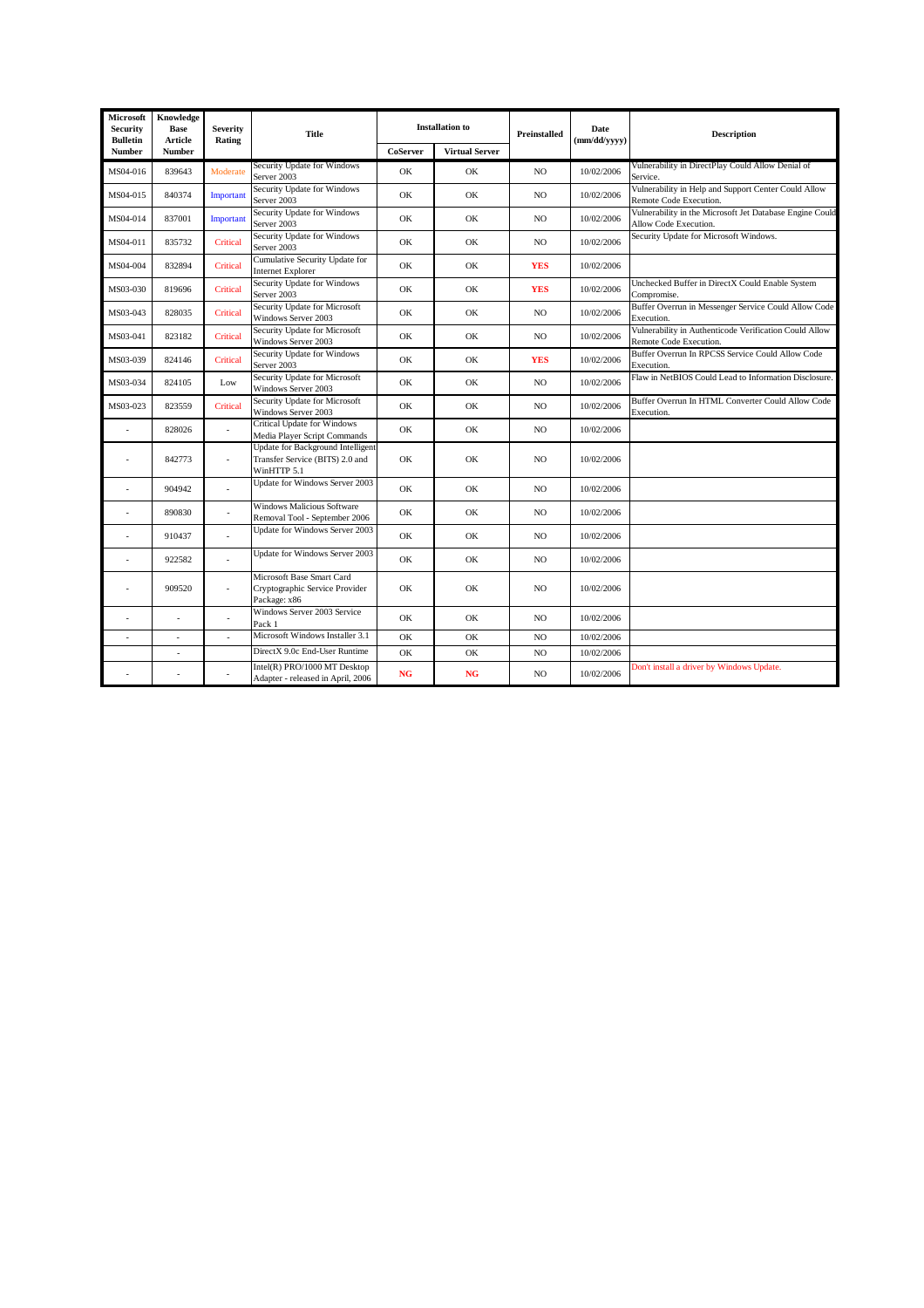| Microsoft Security Bulletin Number | Knowledge Base Article Number | Severity Rating | Title | Installation to | | Preinstalled | Date (mm/dd/yyyy) | Description |
|---|---|---|---|---|---|---|---|---|
| | | | | CoServer | Virtual Server | | | |
| MS04-016 | 839643 | Moderate | Security Update for Windows Server 2003 | OK | OK | NO | 10/02/2006 | Vulnerability in DirectPlay Could Allow Denial of Service. |
| MS04-015 | 840374 | Important | Security Update for Windows Server 2003 | OK | OK | NO | 10/02/2006 | Vulnerability in Help and Support Center Could Allow Remote Code Execution. |
| MS04-014 | 837001 | Important | Security Update for Windows Server 2003 | OK | OK | NO | 10/02/2006 | Vulnerability in the Microsoft Jet Database Engine Could Allow Code Execution. |
| MS04-011 | 835732 | Critical | Security Update for Windows Server 2003 | OK | OK | NO | 10/02/2006 | Security Update for Microsoft Windows. |
| MS04-004 | 832894 | Critical | Cumulative Security Update for Internet Explorer | OK | OK | **YES** | 10/02/2006 | |
| MS03-030 | 819696 | Critical | Security Update for Windows Server 2003 | OK | OK | **YES** | 10/02/2006 | Unchecked Buffer in DirectX Could Enable System Compromise. |
| MS03-043 | 828035 | Critical | Security Update for Microsoft Windows Server 2003 | OK | OK | NO | 10/02/2006 | Buffer Overrun in Messenger Service Could Allow Code Execution. |
| MS03-041 | 823182 | Critical | Security Update for Microsoft Windows Server 2003 | OK | OK | NO | 10/02/2006 | Vulnerability in Authenticode Verification Could Allow Remote Code Execution. |
| MS03-039 | 824146 | Critical | Security Update for Windows Server 2003 | OK | OK | **YES** | 10/02/2006 | Buffer Overrun In RPCSS Service Could Allow Code Execution. |
| MS03-034 | 824105 | Low | Security Update for Microsoft Windows Server 2003 | OK | OK | NO | 10/02/2006 | Flaw in NetBIOS Could Lead to Information Disclosure. |
| MS03-023 | 823559 | Critical | Security Update for Microsoft Windows Server 2003 | OK | OK | NO | 10/02/2006 | Buffer Overrun In HTML Converter Could Allow Code Execution. |
| - | 828026 | - | Critical Update for Windows Media Player Script Commands | OK | OK | NO | 10/02/2006 | |
| - | 842773 | - | Update for Background Intelligent Transfer Service (BITS) 2.0 and WinHTTP 5.1 | OK | OK | NO | 10/02/2006 | |
| - | 904942 | - | Update for Windows Server 2003 | OK | OK | NO | 10/02/2006 | |
| - | 890830 | - | Windows Malicious Software Removal Tool - September 2006 | OK | OK | NO | 10/02/2006 | |
| - | 910437 | - | Update for Windows Server 2003 | OK | OK | NO | 10/02/2006 | |
| - | 922582 | - | Update for Windows Server 2003 | OK | OK | NO | 10/02/2006 | |
| - | 909520 | - | Microsoft Base Smart Card Cryptographic Service Provider Package: x86 | OK | OK | NO | 10/02/2006 | |
| - | - | - | Windows Server 2003 Service Pack 1 | OK | OK | NO | 10/02/2006 | |
| - | - | - | Microsoft Windows Installer 3.1 | OK | OK | NO | 10/02/2006 | |
| | - | | DirectX 9.0c End-User Runtime | OK | OK | NO | 10/02/2006 | |
| - | - | - | Intel(R) PRO/1000 MT Desktop Adapter - released in April, 2006 | **NG** | **NG** | NO | 10/02/2006 | Don't install a driver by Windows Update. |